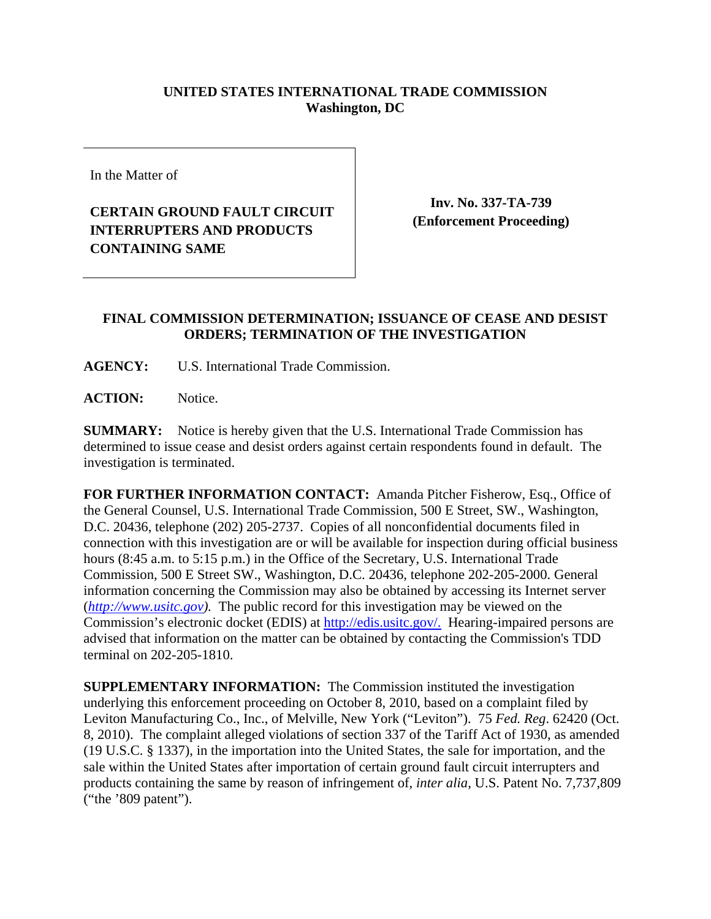**UNITED STATES INTERNATIONAL TRADE COMMISSION**
**Washington, DC**

In the Matter of

**CERTAIN GROUND FAULT CIRCUIT INTERRUPTERS AND PRODUCTS CONTAINING SAME**

**Inv. No. 337-TA-739**
**(Enforcement Proceeding)**

**FINAL COMMISSION DETERMINATION; ISSUANCE OF CEASE AND DESIST ORDERS; TERMINATION OF THE INVESTIGATION**

**AGENCY:** U.S. International Trade Commission.

**ACTION:** Notice.

**SUMMARY:** Notice is hereby given that the U.S. International Trade Commission has determined to issue cease and desist orders against certain respondents found in default. The investigation is terminated.

**FOR FURTHER INFORMATION CONTACT:** Amanda Pitcher Fisherow, Esq., Office of the General Counsel, U.S. International Trade Commission, 500 E Street, SW., Washington, D.C. 20436, telephone (202) 205-2737. Copies of all nonconfidential documents filed in connection with this investigation are or will be available for inspection during official business hours (8:45 a.m. to 5:15 p.m.) in the Office of the Secretary, U.S. International Trade Commission, 500 E Street SW., Washington, D.C. 20436, telephone 202-205-2000. General information concerning the Commission may also be obtained by accessing its Internet server (*http://www.usitc.gov*). The public record for this investigation may be viewed on the Commission's electronic docket (EDIS) at http://edis.usitc.gov/. Hearing-impaired persons are advised that information on the matter can be obtained by contacting the Commission's TDD terminal on 202-205-1810.

**SUPPLEMENTARY INFORMATION:** The Commission instituted the investigation underlying this enforcement proceeding on October 8, 2010, based on a complaint filed by Leviton Manufacturing Co., Inc., of Melville, New York ("Leviton"). 75 *Fed. Reg*. 62420 (Oct. 8, 2010). The complaint alleged violations of section 337 of the Tariff Act of 1930, as amended (19 U.S.C. § 1337), in the importation into the United States, the sale for importation, and the sale within the United States after importation of certain ground fault circuit interrupters and products containing the same by reason of infringement of, *inter alia*, U.S. Patent No. 7,737,809 ("the '809 patent").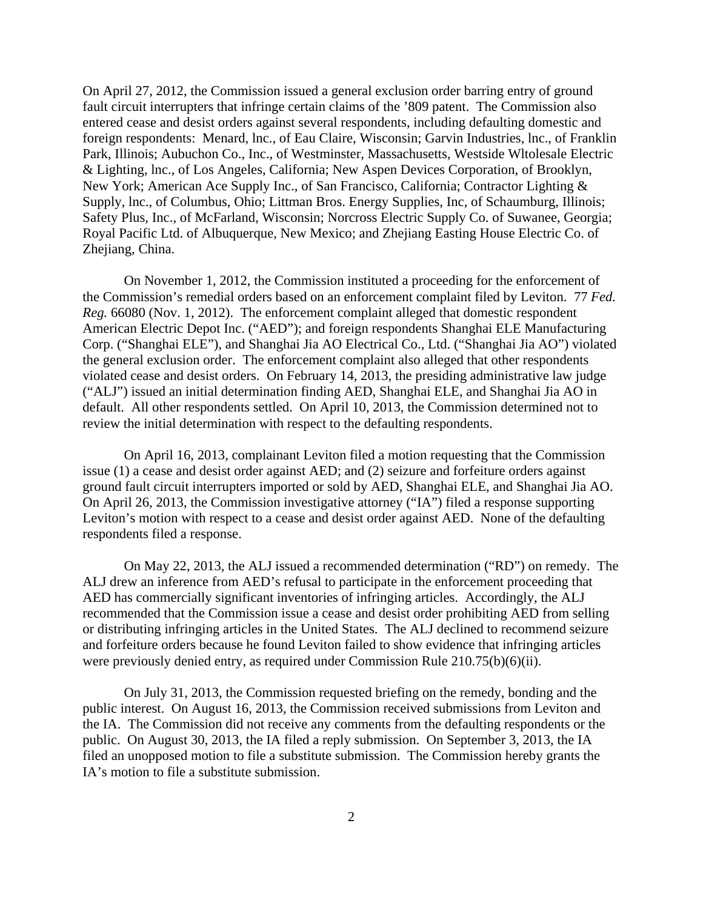On April 27, 2012, the Commission issued a general exclusion order barring entry of ground fault circuit interrupters that infringe certain claims of the '809 patent. The Commission also entered cease and desist orders against several respondents, including defaulting domestic and foreign respondents: Menard, lnc., of Eau Claire, Wisconsin; Garvin Industries, lnc., of Franklin Park, Illinois; Aubuchon Co., Inc., of Westminster, Massachusetts, Westside Wltolesale Electric & Lighting, lnc., of Los Angeles, California; New Aspen Devices Corporation, of Brooklyn, New York; American Ace Supply Inc., of San Francisco, California; Contractor Lighting & Supply, lnc., of Columbus, Ohio; Littman Bros. Energy Supplies, Inc, of Schaumburg, Illinois; Safety Plus, Inc., of McFarland, Wisconsin; Norcross Electric Supply Co. of Suwanee, Georgia; Royal Pacific Ltd. of Albuquerque, New Mexico; and Zhejiang Easting House Electric Co. of Zhejiang, China.

On November 1, 2012, the Commission instituted a proceeding for the enforcement of the Commission's remedial orders based on an enforcement complaint filed by Leviton. 77 *Fed. Reg.* 66080 (Nov. 1, 2012). The enforcement complaint alleged that domestic respondent American Electric Depot Inc. ("AED"); and foreign respondents Shanghai ELE Manufacturing Corp. ("Shanghai ELE"), and Shanghai Jia AO Electrical Co., Ltd. ("Shanghai Jia AO") violated the general exclusion order. The enforcement complaint also alleged that other respondents violated cease and desist orders. On February 14, 2013, the presiding administrative law judge ("ALJ") issued an initial determination finding AED, Shanghai ELE, and Shanghai Jia AO in default. All other respondents settled. On April 10, 2013, the Commission determined not to review the initial determination with respect to the defaulting respondents.

On April 16, 2013, complainant Leviton filed a motion requesting that the Commission issue (1) a cease and desist order against AED; and (2) seizure and forfeiture orders against ground fault circuit interrupters imported or sold by AED, Shanghai ELE, and Shanghai Jia AO. On April 26, 2013, the Commission investigative attorney ("IA") filed a response supporting Leviton's motion with respect to a cease and desist order against AED. None of the defaulting respondents filed a response.

On May 22, 2013, the ALJ issued a recommended determination ("RD") on remedy. The ALJ drew an inference from AED's refusal to participate in the enforcement proceeding that AED has commercially significant inventories of infringing articles. Accordingly, the ALJ recommended that the Commission issue a cease and desist order prohibiting AED from selling or distributing infringing articles in the United States. The ALJ declined to recommend seizure and forfeiture orders because he found Leviton failed to show evidence that infringing articles were previously denied entry, as required under Commission Rule 210.75(b)(6)(ii).

On July 31, 2013, the Commission requested briefing on the remedy, bonding and the public interest. On August 16, 2013, the Commission received submissions from Leviton and the IA. The Commission did not receive any comments from the defaulting respondents or the public. On August 30, 2013, the IA filed a reply submission. On September 3, 2013, the IA filed an unopposed motion to file a substitute submission. The Commission hereby grants the IA's motion to file a substitute submission.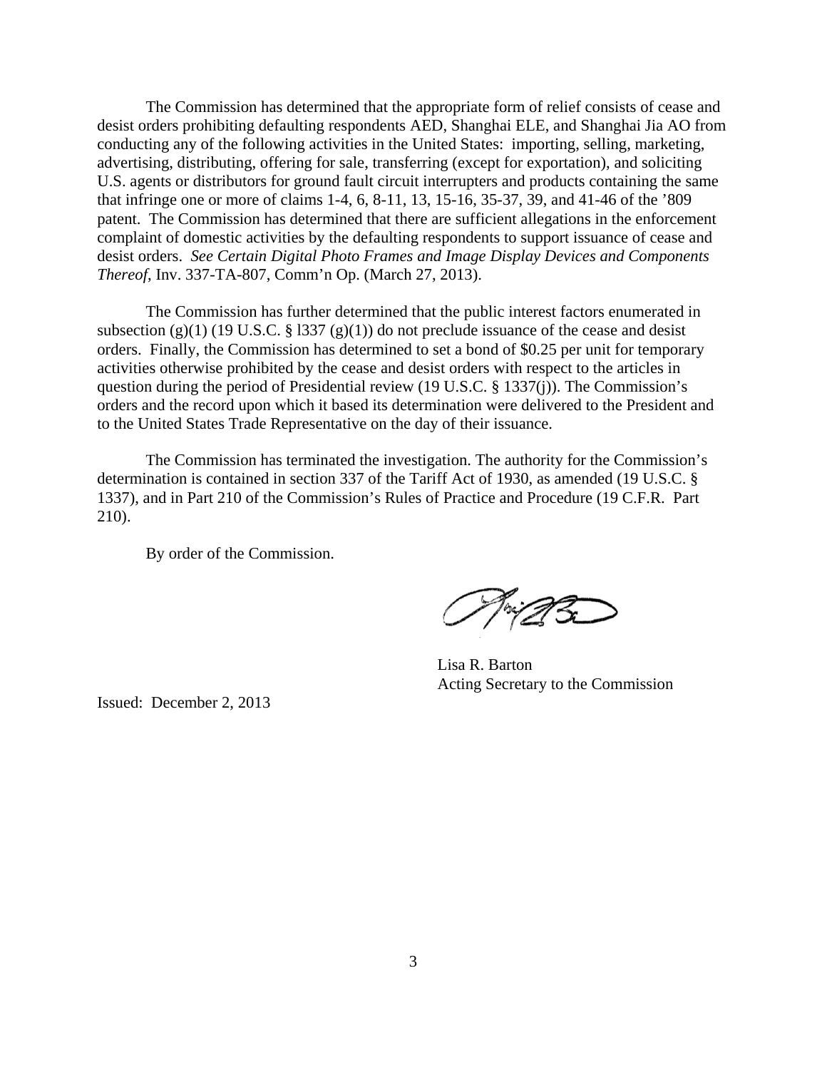The Commission has determined that the appropriate form of relief consists of cease and desist orders prohibiting defaulting respondents AED, Shanghai ELE, and Shanghai Jia AO from conducting any of the following activities in the United States: importing, selling, marketing, advertising, distributing, offering for sale, transferring (except for exportation), and soliciting U.S. agents or distributors for ground fault circuit interrupters and products containing the same that infringe one or more of claims 1-4, 6, 8-11, 13, 15-16, 35-37, 39, and 41-46 of the '809 patent. The Commission has determined that there are sufficient allegations in the enforcement complaint of domestic activities by the defaulting respondents to support issuance of cease and desist orders. *See Certain Digital Photo Frames and Image Display Devices and Components Thereof*, Inv. 337-TA-807, Comm'n Op. (March 27, 2013).

The Commission has further determined that the public interest factors enumerated in subsection (g)(1) (19 U.S.C. § l337 (g)(1)) do not preclude issuance of the cease and desist orders. Finally, the Commission has determined to set a bond of $0.25 per unit for temporary activities otherwise prohibited by the cease and desist orders with respect to the articles in question during the period of Presidential review (19 U.S.C. § 1337(j)). The Commission's orders and the record upon which it based its determination were delivered to the President and to the United States Trade Representative on the day of their issuance.

The Commission has terminated the investigation. The authority for the Commission's determination is contained in section 337 of the Tariff Act of 1930, as amended (19 U.S.C. § 1337), and in Part 210 of the Commission's Rules of Practice and Procedure (19 C.F.R. Part 210).

By order of the Commission.

Lisa R. Barton
Acting Secretary to the Commission

Issued: December 2, 2013